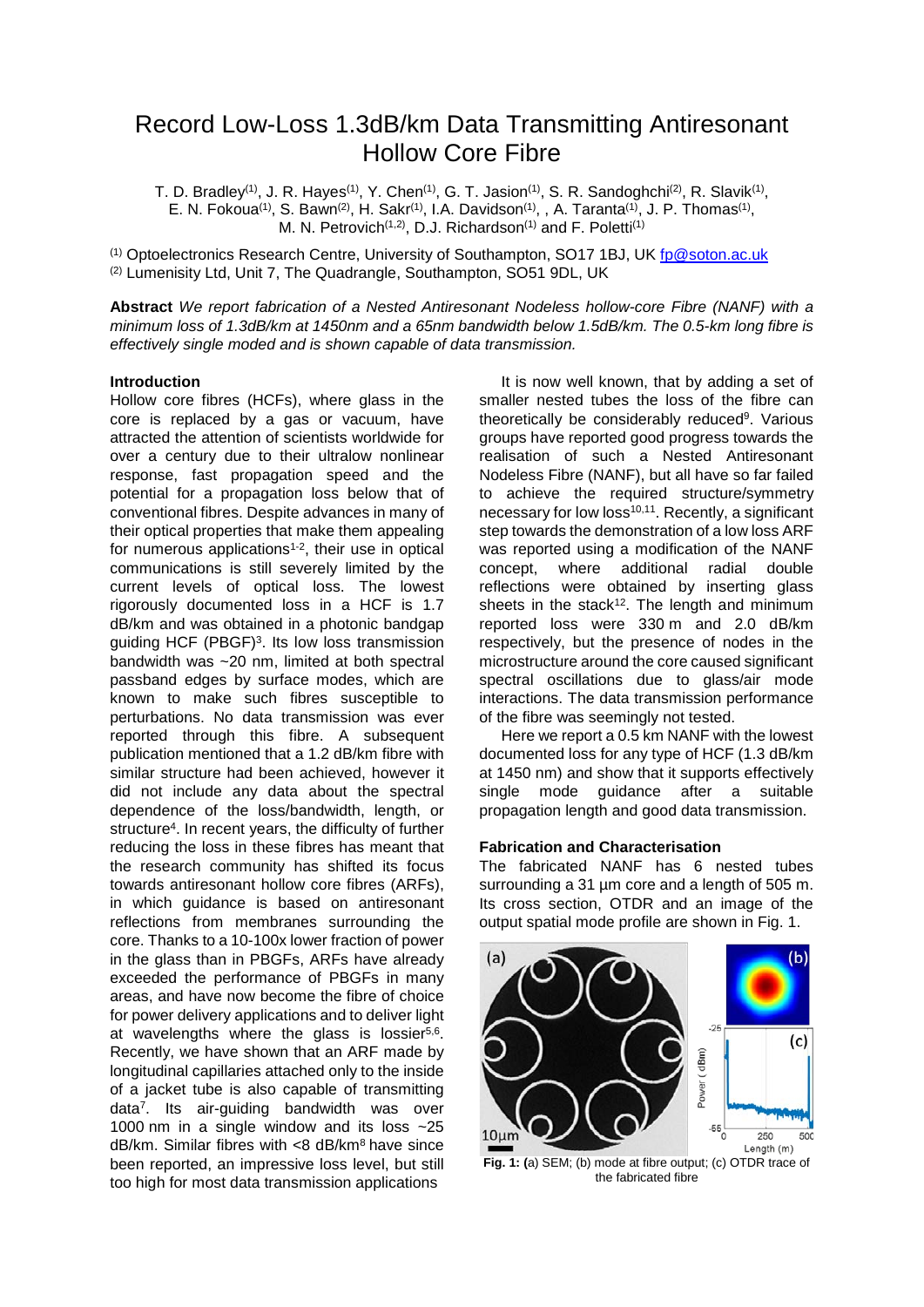# Record Low-Loss 1.3dB/km Data Transmitting Antiresonant Hollow Core Fibre

T. D. Bradley[(1)], J. R. Hayes[(1)], Y. Chen[(1)], G. T. Jasion[(1)], S. R. Sandoghchi[(2)], R. Slavik[(1)], E. N. Fokoua[(1)], S. Bawn[(2)], H. Sakr[(1)], I.A. Davidson[(1)], , A. Taranta[(1)], J. P. Thomas[(1)], M. N. Petrovich[(1,2)], D.J. Richardson[(1)] and F. Poletti[(1)]

[(1)] Optoelectronics Research Centre, University of Southampton, SO17 1BJ, UK fp@soton.ac.uk
[(2)] Lumenisity Ltd, Unit 7, The Quadrangle, Southampton, SO51 9DL, UK

**Abstract** *We report fabrication of a Nested Antiresonant Nodeless hollow-core Fibre (NANF) with a minimum loss of 1.3dB/km at 1450nm and a 65nm bandwidth below 1.5dB/km. The 0.5-km long fibre is effectively single moded and is shown capable of data transmission.*

## Introduction

Hollow core fibres (HCFs), where glass in the core is replaced by a gas or vacuum, have attracted the attention of scientists worldwide for over a century due to their ultralow nonlinear response, fast propagation speed and the potential for a propagation loss below that of conventional fibres. Despite advances in many of their optical properties that make them appealing for numerous applications[1-2], their use in optical communications is still severely limited by the current levels of optical loss. The lowest rigorously documented loss in a HCF is 1.7 dB/km and was obtained in a photonic bandgap guiding HCF (PBGF)[3]. Its low loss transmission bandwidth was ~20 nm, limited at both spectral passband edges by surface modes, which are known to make such fibres susceptible to perturbations. No data transmission was ever reported through this fibre. A subsequent publication mentioned that a 1.2 dB/km fibre with similar structure had been achieved, however it did not include any data about the spectral dependence of the loss/bandwidth, length, or structure[4]. In recent years, the difficulty of further reducing the loss in these fibres has meant that the research community has shifted its focus towards antiresonant hollow core fibres (ARFs), in which guidance is based on antiresonant reflections from membranes surrounding the core. Thanks to a 10-100x lower fraction of power in the glass than in PBGFs, ARFs have already exceeded the performance of PBGFs in many areas, and have now become the fibre of choice for power delivery applications and to deliver light at wavelengths where the glass is lossier[5,6]. Recently, we have shown that an ARF made by longitudinal capillaries attached only to the inside of a jacket tube is also capable of transmitting data[7]. Its air-guiding bandwidth was over 1000 nm in a single window and its loss ~25 dB/km. Similar fibres with <8 dB/km[8] have since been reported, an impressive loss level, but still too high for most data transmission applications

It is now well known, that by adding a set of smaller nested tubes the loss of the fibre can theoretically be considerably reduced[9]. Various groups have reported good progress towards the realisation of such a Nested Antiresonant Nodeless Fibre (NANF), but all have so far failed to achieve the required structure/symmetry necessary for low loss[10,11]. Recently, a significant step towards the demonstration of a low loss ARF was reported using a modification of the NANF concept, where additional radial double reflections were obtained by inserting glass sheets in the stack[12]. The length and minimum reported loss were 330 m and 2.0 dB/km respectively, but the presence of nodes in the microstructure around the core caused significant spectral oscillations due to glass/air mode interactions. The data transmission performance of the fibre was seemingly not tested.

Here we report a 0.5 km NANF with the lowest documented loss for any type of HCF (1.3 dB/km at 1450 nm) and show that it supports effectively single mode guidance after a suitable propagation length and good data transmission.

## Fabrication and Characterisation

The fabricated NANF has 6 nested tubes surrounding a 31 µm core and a length of 505 m. Its cross section, OTDR and an image of the output spatial mode profile are shown in Fig. 1.

**Fig. 1:** (a) SEM; (b) mode at fibre output; (c) OTDR trace of the fabricated fibre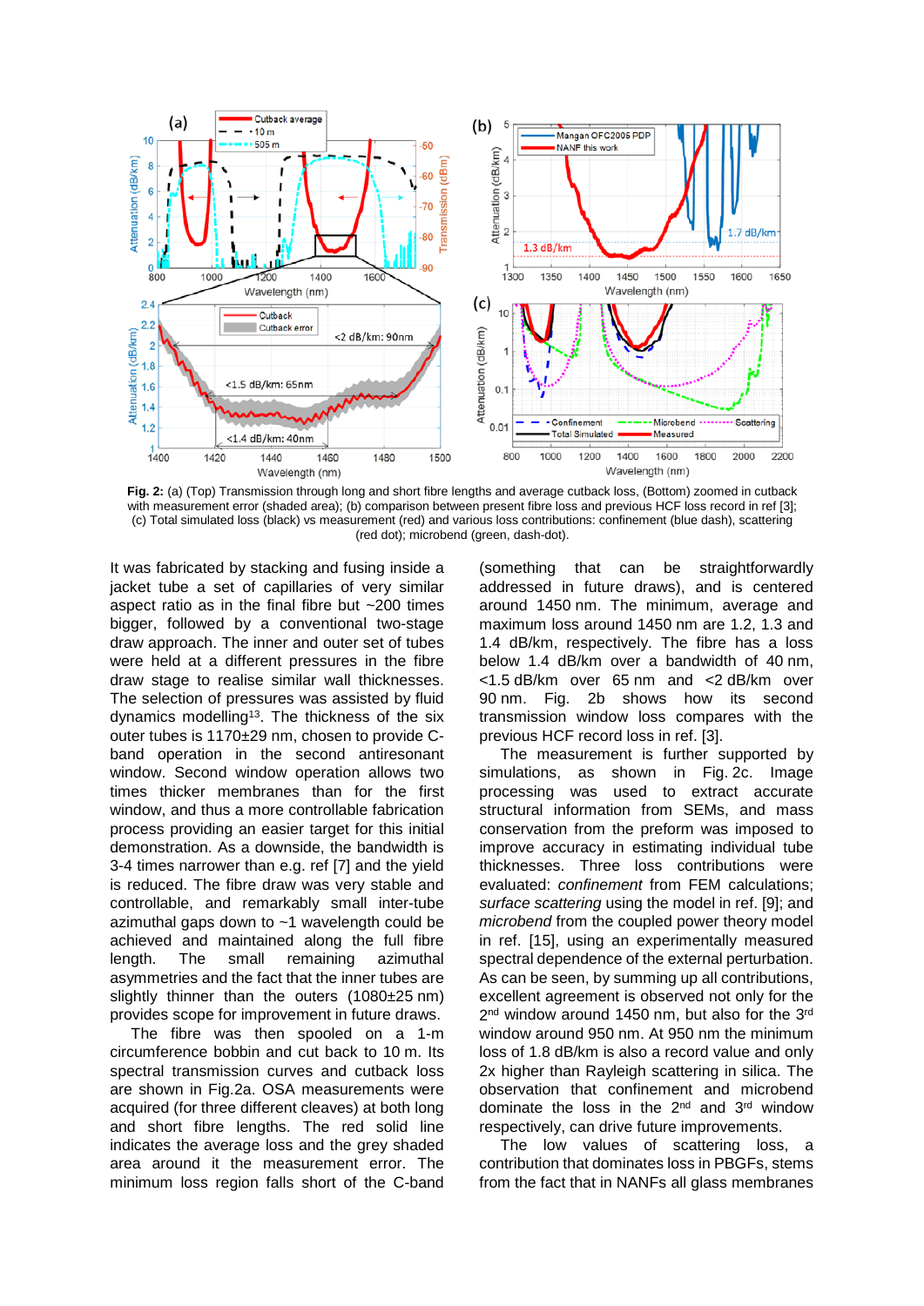**Fig. 2:** (a) (Top) Transmission through long and short fibre lengths and average cutback loss, (Bottom) zoomed in cutback with measurement error (shaded area); (b) comparison between present fibre loss and previous HCF loss record in ref [3]; (c) Total simulated loss (black) vs measurement (red) and various loss contributions: confinement (blue dash), scattering (red dot); microbend (green, dash-dot).

It was fabricated by stacking and fusing inside a jacket tube a set of capillaries of very similar aspect ratio as in the final fibre but ~200 times bigger, followed by a conventional two-stage draw approach. The inner and outer set of tubes were held at a different pressures in the fibre draw stage to realise similar wall thicknesses. The selection of pressures was assisted by fluid dynamics modelling[13]. The thickness of the six outer tubes is 1170±29 nm, chosen to provide C-band operation in the second antiresonant window. Second window operation allows two times thicker membranes than for the first window, and thus a more controllable fabrication process providing an easier target for this initial demonstration. As a downside, the bandwidth is 3-4 times narrower than e.g. ref [7] and the yield is reduced. The fibre draw was very stable and controllable, and remarkably small inter-tube azimuthal gaps down to ~1 wavelength could be achieved and maintained along the full fibre length. The small remaining azimuthal asymmetries and the fact that the inner tubes are slightly thinner than the outers (1080±25 nm) provides scope for improvement in future draws.

The fibre was then spooled on a 1-m circumference bobbin and cut back to 10 m. Its spectral transmission curves and cutback loss are shown in Fig.2a. OSA measurements were acquired (for three different cleaves) at both long and short fibre lengths. The red solid line indicates the average loss and the grey shaded area around it the measurement error. The minimum loss region falls short of the C-band (something that can be straightforwardly addressed in future draws), and is centered around 1450 nm. The minimum, average and maximum loss around 1450 nm are 1.2, 1.3 and 1.4 dB/km, respectively. The fibre has a loss below 1.4 dB/km over a bandwidth of 40 nm, <1.5 dB/km over 65 nm and <2 dB/km over 90 nm. Fig. 2b shows how its second transmission window loss compares with the previous HCF record loss in ref. [3].

The measurement is further supported by simulations, as shown in Fig. 2c. Image processing was used to extract accurate structural information from SEMs, and mass conservation from the preform was imposed to improve accuracy in estimating individual tube thicknesses. Three loss contributions were evaluated: *confinement* from FEM calculations; *surface scattering* using the model in ref. [9]; and *microbend* from the coupled power theory model in ref. [15], using an experimentally measured spectral dependence of the external perturbation. As can be seen, by summing up all contributions, excellent agreement is observed not only for the 2$^{nd}$ window around 1450 nm, but also for the 3$^{rd}$ window around 950 nm. At 950 nm the minimum loss of 1.8 dB/km is also a record value and only 2x higher than Rayleigh scattering in silica. The observation that confinement and microbend dominate the loss in the 2$^{nd}$ and 3$^{rd}$ window respectively, can drive future improvements.

The low values of scattering loss, a contribution that dominates loss in PBGFs, stems from the fact that in NANFs all glass membranes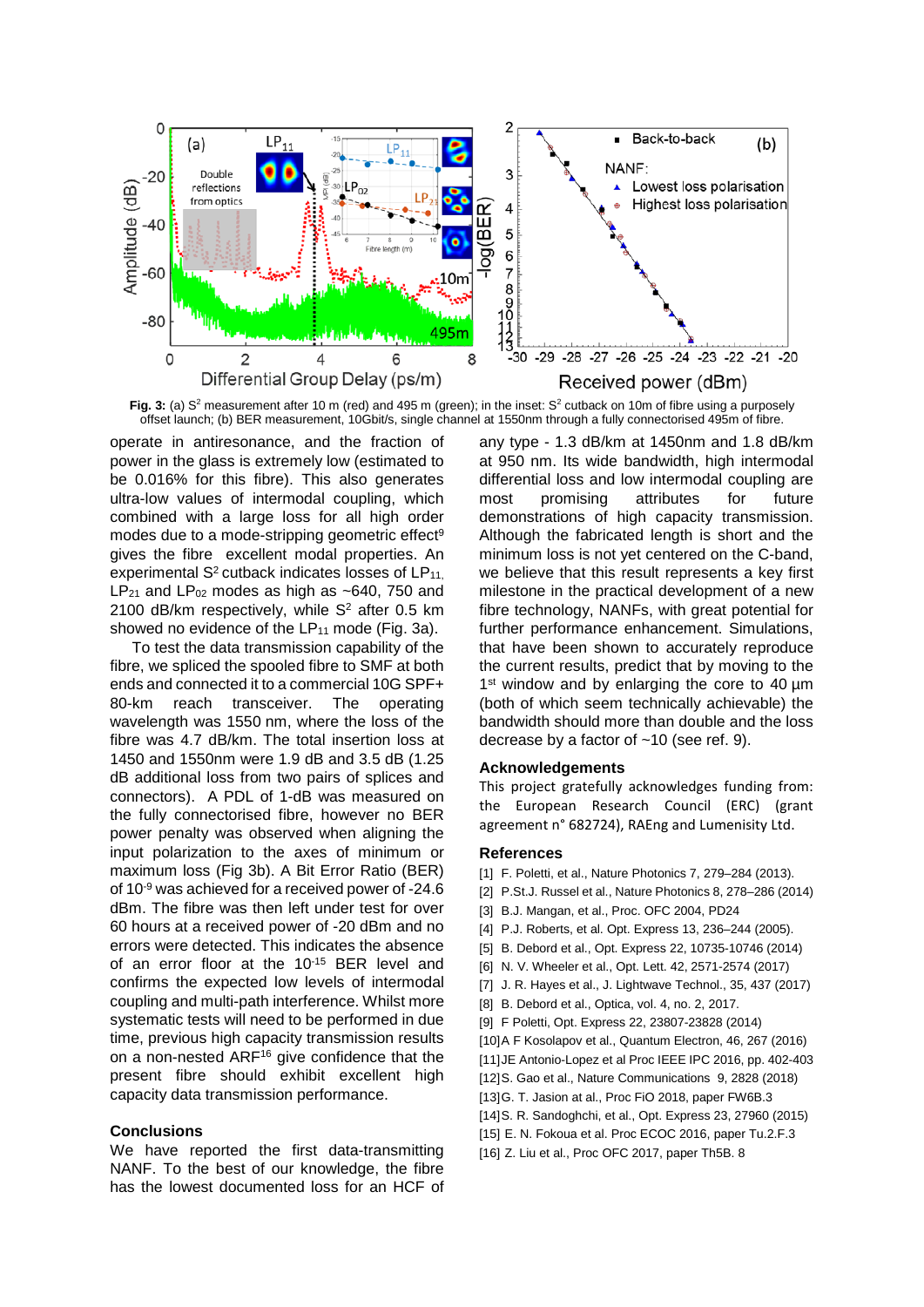(a)

0
-20
-40
-60
-80

Amplitude (dB)

LP$_{11}$

Double reflections from optics

LP$_{11}$
LP$_{02}$
LP$_{21}$

Fibre length (m)

10m

495m

0 2 4 6 8

Differential Group Delay (ps/m)

(b)

Back-to-back

NANF:
Lowest loss polarisation
Highest loss polarisation

-log(BER)

2 3 4 5 6 7 8 9 10 11 12 13

-30 -29 -28 -27 -26 -25 -24 -23 -22 -21 -20

Received power (dBm)

**Fig. 3:** (a) $S^2$ measurement after 10 m (red) and 495 m (green); in the inset: $S^2$ cutback on 10m of fibre using a purposely offset launch; (b) BER measurement, 10Gbit/s, single channel at 1550nm through a fully connectorised 495m of fibre.

operate in antiresonance, and the fraction of power in the glass is extremely low (estimated to be 0.016% for this fibre). This also generates ultra-low values of intermodal coupling, which combined with a large loss for all high order modes due to a mode-stripping geometric effect[9] gives the fibre excellent modal properties. An experimental $S^2$ cutback indicates losses of $LP_{11}$, $LP_{21}$ and $LP_{02}$ modes as high as ~640, 750 and 2100 dB/km respectively, while $S^2$ after 0.5 km showed no evidence of the $LP_{11}$ mode (Fig. 3a).

To test the data transmission capability of the fibre, we spliced the spooled fibre to SMF at both ends and connected it to a commercial 10G SPF+ 80-km reach transceiver. The operating wavelength was 1550 nm, where the loss of the fibre was 4.7 dB/km. The total insertion loss at 1450 and 1550nm were 1.9 dB and 3.5 dB (1.25 dB additional loss from two pairs of splices and connectors). A PDL of 1-dB was measured on the fully connectorised fibre, however no BER power penalty was observed when aligning the input polarization to the axes of minimum or maximum loss (Fig 3b). A Bit Error Ratio (BER) of $10^{-9}$ was achieved for a received power of -24.6 dBm. The fibre was then left under test for over 60 hours at a received power of -20 dBm and no errors were detected. This indicates the absence of an error floor at the $10^{-15}$ BER level and confirms the expected low levels of intermodal coupling and multi-path interference. Whilst more systematic tests will need to be performed in due time, previous high capacity transmission results on a non-nested ARF[16] give confidence that the present fibre should exhibit excellent high capacity data transmission performance.

## Conclusions

We have reported the first data-transmitting NANF. To the best of our knowledge, the fibre has the lowest documented loss for an HCF of any type - 1.3 dB/km at 1450nm and 1.8 dB/km at 950 nm. Its wide bandwidth, high intermodal differential loss and low intermodal coupling are most promising attributes for future demonstrations of high capacity transmission. Although the fabricated length is short and the minimum loss is not yet centered on the C-band, we believe that this result represents a key first milestone in the practical development of a new fibre technology, NANFs, with great potential for further performance enhancement. Simulations, that have been shown to accurately reproduce the current results, predict that by moving to the 1st window and by enlarging the core to 40 µm (both of which seem technically achievable) the bandwidth should more than double and the loss decrease by a factor of ~10 (see ref. 9).

## Acknowledgements

This project gratefully acknowledges funding from: the European Research Council (ERC) (grant agreement n° 682724), RAEng and Lumenisity Ltd.

## References

[1] F. Poletti, et al., Nature Photonics 7, 279–284 (2013).
[2] P.St.J. Russel et al., Nature Photonics 8, 278–286 (2014)
[3] B.J. Mangan, et al., Proc. OFC 2004, PD24
[4] P.J. Roberts, et al. Opt. Express 13, 236–244 (2005).
[5] B. Debord et al., Opt. Express 22, 10735-10746 (2014)
[6] N. V. Wheeler et al., Opt. Lett. 42, 2571-2574 (2017)
[7] J. R. Hayes et al., J. Lightwave Technol., 35, 437 (2017)
[8] B. Debord et al., Optica, vol. 4, no. 2, 2017.
[9] F Poletti, Opt. Express 22, 23807-23828 (2014)
[10] A F Kosolapov et al., Quantum Electron, 46, 267 (2016)
[11] JE Antonio-Lopez et al Proc IEEE IPC 2016, pp. 402-403
[12] S. Gao et al., Nature Communications 9, 2828 (2018)
[13] G. T. Jasion at al., Proc FiO 2018, paper FW6B.3
[14] S. R. Sandoghchi, et al., Opt. Express 23, 27960 (2015)
[15] E. N. Fokoua et al. Proc ECOC 2016, paper Tu.2.F.3
[16] Z. Liu et al., Proc OFC 2017, paper Th5B. 8